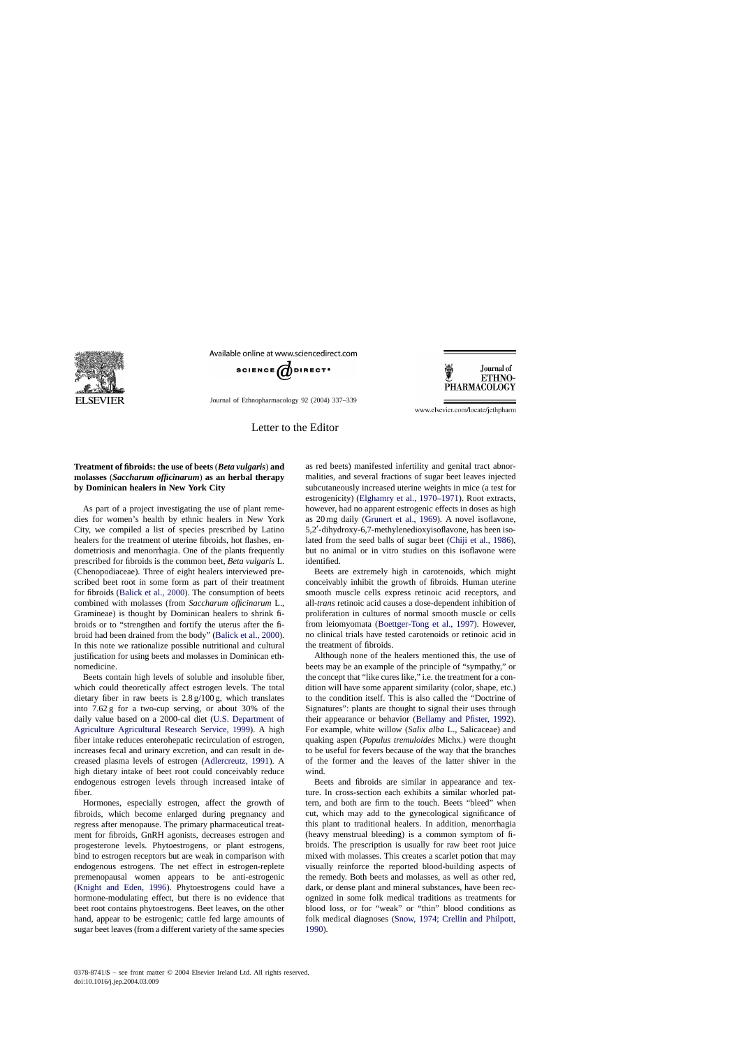Letter to the Editor

## Treatment of fibroids: the use of beets (*Beta vulgaris*) and molasses (*Saccharum officinarum*) as an herbal therapy by Dominican healers in New York City

As part of a project investigating the use of plant remedies for women's health by ethnic healers in New York City, we compiled a list of species prescribed by Latino healers for the treatment of uterine fibroids, hot flashes, endometriosis and menorrhagia. One of the plants frequently prescribed for fibroids is the common beet, *Beta vulgaris* L. (Chenopodiaceae). Three of eight healers interviewed prescribed beet root in some form as part of their treatment for fibroids (Balick et al., 2000). The consumption of beets combined with molasses (from *Saccharum officinarum* L., Gramineae) is thought by Dominican healers to shrink fibroids or to "strengthen and fortify the uterus after the fibroid had been drained from the body" (Balick et al., 2000). In this note we rationalize possible nutritional and cultural justification for using beets and molasses in Dominican ethnomedicine.

Beets contain high levels of soluble and insoluble fiber, which could theoretically affect estrogen levels. The total dietary fiber in raw beets is 2.8 g/100 g, which translates into 7.62 g for a two-cup serving, or about 30% of the daily value based on a 2000-cal diet (U.S. Department of Agriculture Agricultural Research Service, 1999). A high fiber intake reduces enterohepatic recirculation of estrogen, increases fecal and urinary excretion, and can result in decreased plasma levels of estrogen (Adlercreutz, 1991). A high dietary intake of beet root could conceivably reduce endogenous estrogen levels through increased intake of fiber.

Hormones, especially estrogen, affect the growth of fibroids, which become enlarged during pregnancy and regress after menopause. The primary pharmaceutical treatment for fibroids, GnRH agonists, decreases estrogen and progesterone levels. Phytoestrogens, or plant estrogens, bind to estrogen receptors but are weak in comparison with endogenous estrogens. The net effect in estrogen-replete premenopausal women appears to be anti-estrogenic (Knight and Eden, 1996). Phytoestrogens could have a hormone-modulating effect, but there is no evidence that beet root contains phytoestrogens. Beet leaves, on the other hand, appear to be estrogenic; cattle fed large amounts of sugar beet leaves (from a different variety of the same species as red beets) manifested infertility and genital tract abnormalities, and several fractions of sugar beet leaves injected subcutaneously increased uterine weights in mice (a test for estrogenicity) (Elghamry et al., 1970–1971). Root extracts, however, had no apparent estrogenic effects in doses as high as 20 mg daily (Grunert et al., 1969). A novel isoflavone, 5,2′-dihydroxy-6,7-methylenedioxyisoflavone, has been isolated from the seed balls of sugar beet (Chiji et al., 1986), but no animal or in vitro studies on this isoflavone were identified.

Beets are extremely high in carotenoids, which might conceivably inhibit the growth of fibroids. Human uterine smooth muscle cells express retinoic acid receptors, and all-*trans* retinoic acid causes a dose-dependent inhibition of proliferation in cultures of normal smooth muscle or cells from leiomyomata (Boettger-Tong et al., 1997). However, no clinical trials have tested carotenoids or retinoic acid in the treatment of fibroids.

Although none of the healers mentioned this, the use of beets may be an example of the principle of "sympathy," or the concept that "like cures like," i.e. the treatment for a condition will have some apparent similarity (color, shape, etc.) to the condition itself. This is also called the "Doctrine of Signatures": plants are thought to signal their uses through their appearance or behavior (Bellamy and Pfister, 1992). For example, white willow (*Salix alba* L., Salicaceae) and quaking aspen (*Populus tremuloides* Michx.) were thought to be useful for fevers because of the way that the branches of the former and the leaves of the latter shiver in the wind.

Beets and fibroids are similar in appearance and texture. In cross-section each exhibits a similar whorled pattern, and both are firm to the touch. Beets "bleed" when cut, which may add to the gynecological significance of this plant to traditional healers. In addition, menorrhagia (heavy menstrual bleeding) is a common symptom of fibroids. The prescription is usually for raw beet root juice mixed with molasses. This creates a scarlet potion that may visually reinforce the reported blood-building aspects of the remedy. Both beets and molasses, as well as other red, dark, or dense plant and mineral substances, have been recognized in some folk medical traditions as treatments for blood loss, or for "weak" or "thin" blood conditions as folk medical diagnoses (Snow, 1974; Crellin and Philpott, 1990).

0378-8741/$ – see front matter © 2004 Elsevier Ireland Ltd. All rights reserved.
doi:10.1016/j.jep.2004.03.009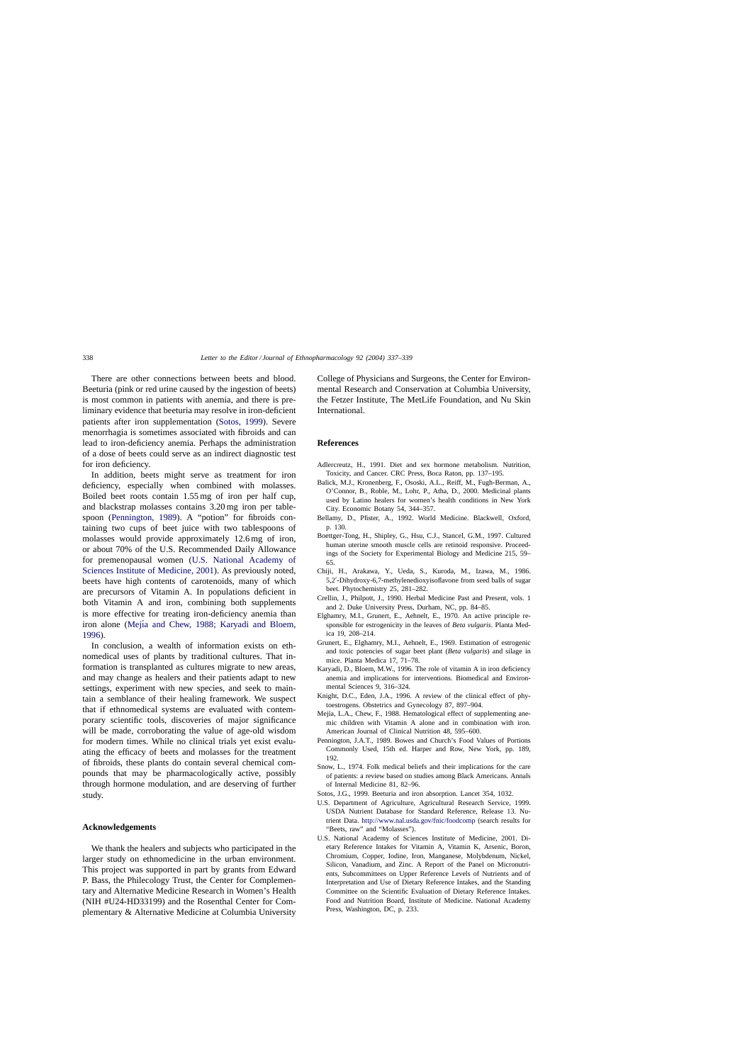There are other connections between beets and blood. Beeturia (pink or red urine caused by the ingestion of beets) is most common in patients with anemia, and there is preliminary evidence that beeturia may resolve in iron-deficient patients after iron supplementation (Sotos, 1999). Severe menorrhagia is sometimes associated with fibroids and can lead to iron-deficiency anemia. Perhaps the administration of a dose of beets could serve as an indirect diagnostic test for iron deficiency.

In addition, beets might serve as treatment for iron deficiency, especially when combined with molasses. Boiled beet roots contain 1.55 mg of iron per half cup, and blackstrap molasses contains 3.20 mg iron per tablespoon (Pennington, 1989). A "potion" for fibroids containing two cups of beet juice with two tablespoons of molasses would provide approximately 12.6 mg of iron, or about 70% of the U.S. Recommended Daily Allowance for premenopausal women (U.S. National Academy of Sciences Institute of Medicine, 2001). As previously noted, beets have high contents of carotenoids, many of which are precursors of Vitamin A. In populations deficient in both Vitamin A and iron, combining both supplements is more effective for treating iron-deficiency anemia than iron alone (Mejía and Chew, 1988; Karyadi and Bloem, 1996).

In conclusion, a wealth of information exists on ethnomedical uses of plants by traditional cultures. That information is transplanted as cultures migrate to new areas, and may change as healers and their patients adapt to new settings, experiment with new species, and seek to maintain a semblance of their healing framework. We suspect that if ethnomedical systems are evaluated with contemporary scientific tools, discoveries of major significance will be made, corroborating the value of age-old wisdom for modern times. While no clinical trials yet exist evaluating the efficacy of beets and molasses for the treatment of fibroids, these plants do contain several chemical compounds that may be pharmacologically active, possibly through hormone modulation, and are deserving of further study.

## Acknowledgements

We thank the healers and subjects who participated in the larger study on ethnomedicine in the urban environment. This project was supported in part by grants from Edward P. Bass, the Philecology Trust, the Center for Complementary and Alternative Medicine Research in Women's Health (NIH #U24-HD33199) and the Rosenthal Center for Complementary & Alternative Medicine at Columbia University College of Physicians and Surgeons, the Center for Environmental Research and Conservation at Columbia University, the Fetzer Institute, The MetLife Foundation, and Nu Skin International.

## References

Adlercreutz, H., 1991. Diet and sex hormone metabolism. Nutrition, Toxicity, and Cancer. CRC Press, Boca Raton, pp. 137–195.

Balick, M.J., Kronenberg, F., Ososki, A.L., Reiff, M., Fugh-Berman, A., O'Connor, B., Roble, M., Lohr, P., Atha, D., 2000. Medicinal plants used by Latino healers for women's health conditions in New York City. Economic Botany 54, 344–357.

Bellamy, D., Pfister, A., 1992. World Medicine. Blackwell, Oxford, p. 130.

Boettger-Tong, H., Shipley, G., Hsu, C.J., Stancel, G.M., 1997. Cultured human uterine smooth muscle cells are retinoid responsive. Proceedings of the Society for Experimental Biology and Medicine 215, 59–65.

Chiji, H., Arakawa, Y., Ueda, S., Kuroda, M., Izawa, M., 1986. 5,2′-Dihydroxy-6,7-methylenedioxyisoflavone from seed balls of sugar beet. Phytochemistry 25, 281–282.

Crellin, J., Philpott, J., 1990. Herbal Medicine Past and Present, vols. 1 and 2. Duke University Press, Durham, NC, pp. 84–85.

Elghamry, M.I., Grunert, E., Aehnelt, E., 1970. An active principle responsible for estrogenicity in the leaves of *Beta vulgaris*. Planta Medica 19, 208–214.

Grunert, E., Elghamry, M.I., Aehnelt, E., 1969. Estimation of estrogenic and toxic potencies of sugar beet plant (*Beta vulgaris*) and silage in mice. Planta Medica 17, 71–78.

Karyadi, D., Bloem, M.W., 1996. The role of vitamin A in iron deficiency anemia and implications for interventions. Biomedical and Environmental Sciences 9, 316–324.

Knight, D.C., Eden, J.A., 1996. A review of the clinical effect of phytoestrogens. Obstetrics and Gynecology 87, 897–904.

Mejía, L.A., Chew, F., 1988. Hematological effect of supplementing anemic children with Vitamin A alone and in combination with iron. American Journal of Clinical Nutrition 48, 595–600.

Pennington, J.A.T., 1989. Bowes and Church's Food Values of Portions Commonly Used, 15th ed. Harper and Row, New York, pp. 189, 192.

Snow, L., 1974. Folk medical beliefs and their implications for the care of patients: a review based on studies among Black Americans. Annals of Internal Medicine 81, 82–96.

Sotos, J.G., 1999. Beeturia and iron absorption. Lancet 354, 1032.

U.S. Department of Agriculture, Agricultural Research Service, 1999. USDA Nutrient Database for Standard Reference, Release 13. Nutrient Data. http://www.nal.usda.gov/fnic/foodcomp (search results for "Beets, raw" and "Molasses").

U.S. National Academy of Sciences Institute of Medicine, 2001. Dietary Reference Intakes for Vitamin A, Vitamin K, Arsenic, Boron, Chromium, Copper, Iodine, Iron, Manganese, Molybdenum, Nickel, Silicon, Vanadium, and Zinc. A Report of the Panel on Micronutrients, Subcommittees on Upper Reference Levels of Nutrients and of Interpretation and Use of Dietary Reference Intakes, and the Standing Committee on the Scientific Evaluation of Dietary Reference Intakes. Food and Nutrition Board, Institute of Medicine. National Academy Press, Washington, DC, p. 233.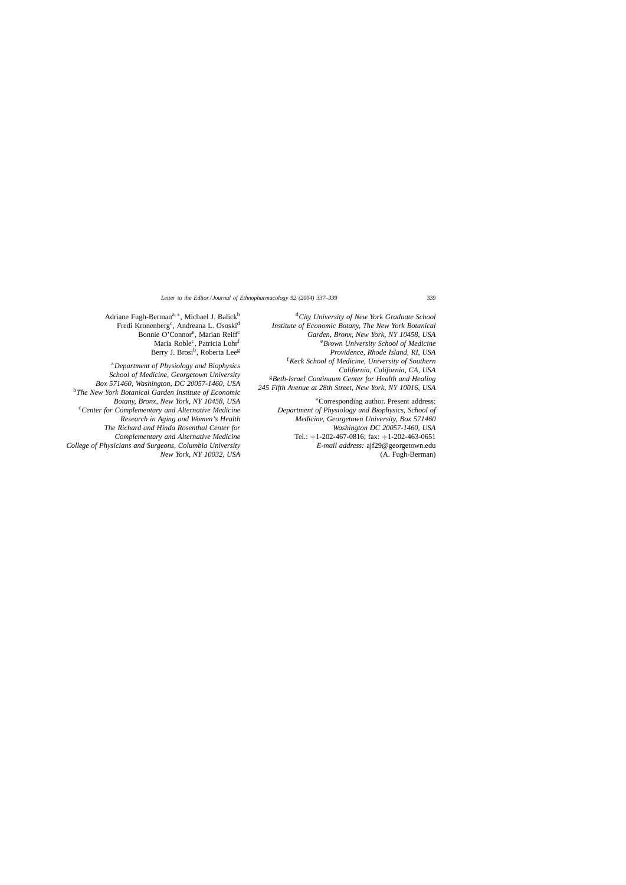Adriane Fugh-Berman[a,*], Michael J. Balick[b]
Fredi Kronenberg[c], Andreana L. Ososki[d]
Bonnie O'Connor[e], Marian Reiff[c]
Maria Roble[c], Patricia Lohr[f]
Berry J. Brosi[b], Roberta Lee[g]

[a] *Department of Physiology and Biophysics*
*School of Medicine, Georgetown University*
*Box 571460, Washington, DC 20057-1460, USA*

[b] *The New York Botanical Garden Institute of Economic Botany, Bronx, New York, NY 10458, USA*

[c] *Center for Complementary and Alternative Medicine Research in Aging and Women's Health*
*The Richard and Hinda Rosenthal Center for Complementary and Alternative Medicine*
*College of Physicians and Surgeons, Columbia University*
*New York, NY 10032, USA*

[d] *City University of New York Graduate School*
*Institute of Economic Botany, The New York Botanical Garden, Bronx, New York, NY 10458, USA*

[e] *Brown University School of Medicine*
*Providence, Rhode Island, RI, USA*

[f] *Keck School of Medicine, University of Southern California, California, CA, USA*

[g] *Beth-Israel Continuum Center for Health and Healing*
*245 Fifth Avenue at 28th Street, New York, NY 10016, USA*

* Corresponding author. Present address:
*Department of Physiology and Biophysics, School of Medicine, Georgetown University, Box 571460*
*Washington DC 20057-1460, USA*
Tel.: +1-202-467-0816; fax: +1-202-463-0651
*E-mail address:* ajf29@georgetown.edu
(A. Fugh-Berman)